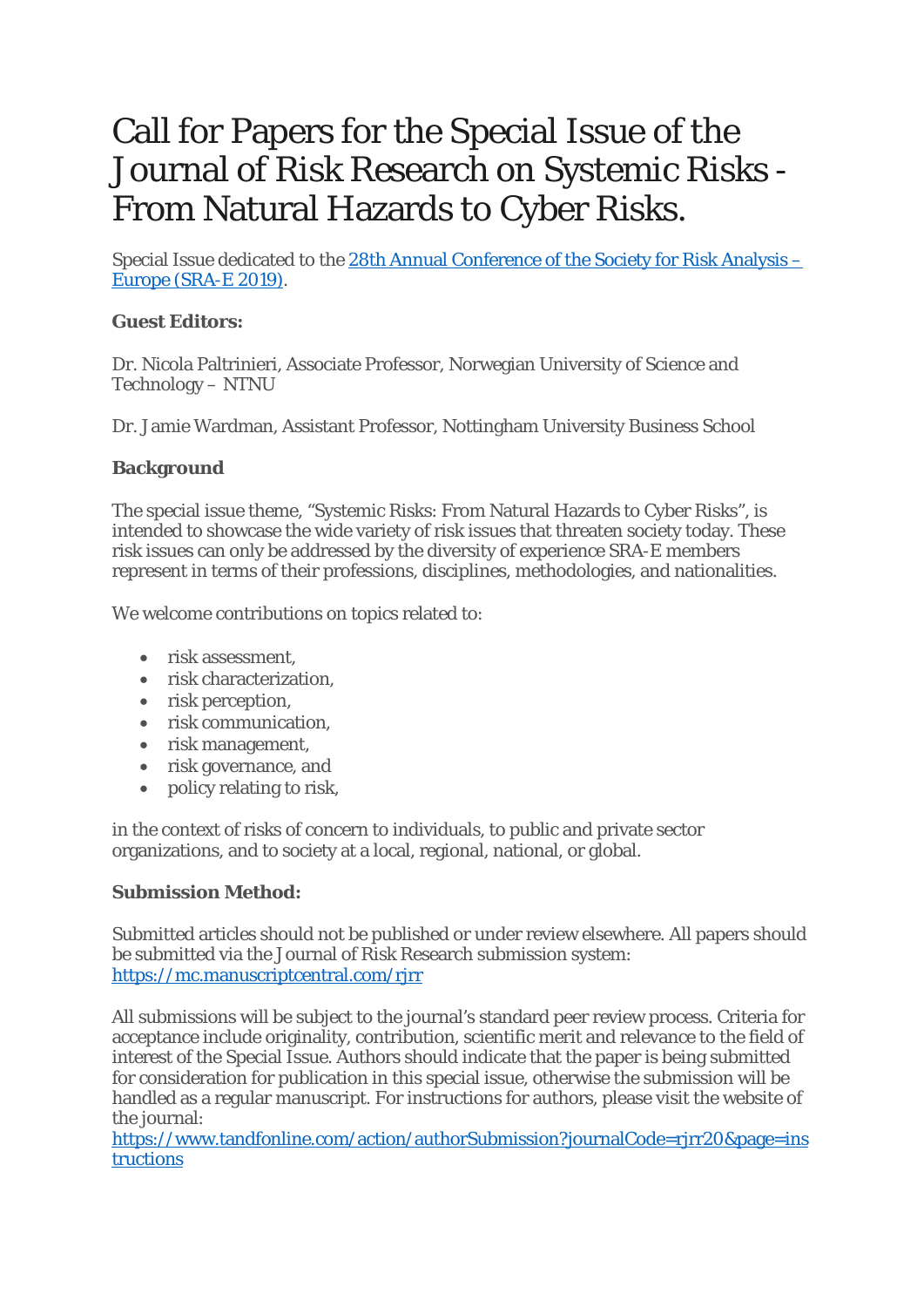# Call for Papers for the Special Issue of the Journal of Risk Research on Systemic Risks - From Natural Hazards to Cyber Risks.

Special Issue dedicated to the [28th Annual Conference of the Society for Risk Analysis – Europe (SRA-E 2019)](#).

**Guest Editors:**

Dr. Nicola Paltrinieri, Associate Professor, Norwegian University of Science and Technology – NTNU

Dr. Jamie Wardman, Assistant Professor, Nottingham University Business School

**Background**

The special issue theme, "Systemic Risks: From Natural Hazards to Cyber Risks", is intended to showcase the wide variety of risk issues that threaten society today. These risk issues can only be addressed by the diversity of experience SRA-E members represent in terms of their professions, disciplines, methodologies, and nationalities.

We welcome contributions on topics related to:

- risk assessment,
- risk characterization,
- risk perception,
- risk communication,
- risk management,
- risk governance, and
- policy relating to risk,

in the context of risks of concern to individuals, to public and private sector organizations, and to society at a local, regional, national, or global.

**Submission Method:**

Submitted articles should not be published or under review elsewhere. All papers should be submitted via the Journal of Risk Research submission system: https://mc.manuscriptcentral.com/rjrr

All submissions will be subject to the journal's standard peer review process. Criteria for acceptance include originality, contribution, scientific merit and relevance to the field of interest of the Special Issue. Authors should indicate that the paper is being submitted for consideration for publication in this special issue, otherwise the submission will be handled as a regular manuscript. For instructions for authors, please visit the website of the journal:
https://www.tandfonline.com/action/authorSubmission?journalCode=rjrr20&page=instructions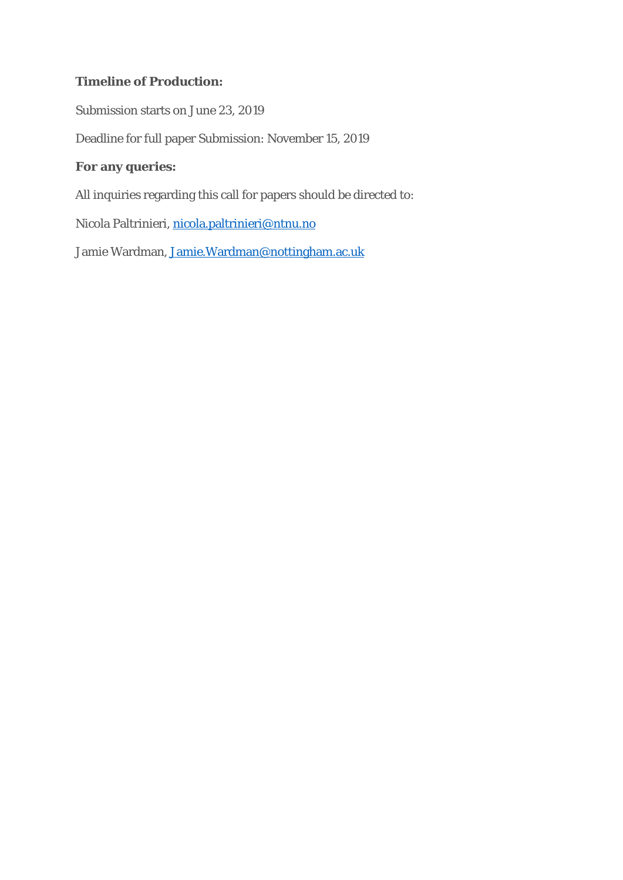**Timeline of Production:**

Submission starts on June 23, 2019

Deadline for full paper Submission: November 15, 2019

**For any queries:**

All inquiries regarding this call for papers should be directed to:

Nicola Paltrinieri, nicola.paltrinieri@ntnu.no

Jamie Wardman, Jamie.Wardman@nottingham.ac.uk